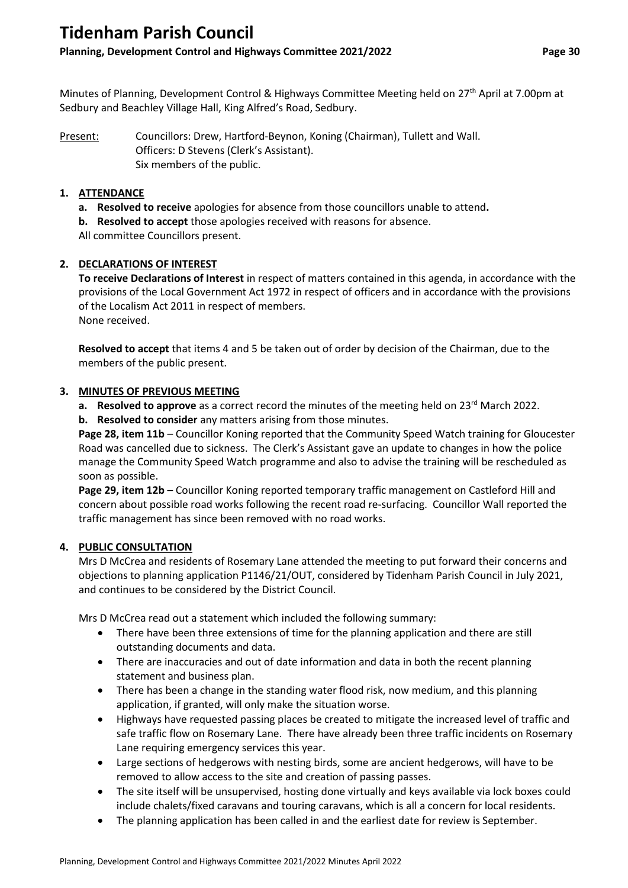# Tidenham Parish Council

**Planning, Development Control and Highways Committee 2021/2022**

Minutes of Planning, Development Control & Highways Committee Meeting held on 27th April at 7.00pm at Sedbury and Beachley Village Hall, King Alfred's Road, Sedbury.

Present: Councillors: Drew, Hartford-Beynon, Koning (Chairman), Tullett and Wall.
Officers: D Stevens (Clerk's Assistant).
Six members of the public.

## 1. ATTENDANCE

**a. Resolved to receive** apologies for absence from those councillors unable to attend**.**

**b. Resolved to accept** those apologies received with reasons for absence.

All committee Councillors present.

## 2. DECLARATIONS OF INTEREST

**To receive Declarations of Interest** in respect of matters contained in this agenda, in accordance with the provisions of the Local Government Act 1972 in respect of officers and in accordance with the provisions of the Localism Act 2011 in respect of members.

None received.

**Resolved to accept** that items 4 and 5 be taken out of order by decision of the Chairman, due to the members of the public present.

## 3. MINUTES OF PREVIOUS MEETING

**a. Resolved to approve** as a correct record the minutes of the meeting held on 23rd March 2022.

**b. Resolved to consider** any matters arising from those minutes.

**Page 28, item 11b** – Councillor Koning reported that the Community Speed Watch training for Gloucester Road was cancelled due to sickness. The Clerk's Assistant gave an update to changes in how the police manage the Community Speed Watch programme and also to advise the training will be rescheduled as soon as possible.

**Page 29, item 12b** – Councillor Koning reported temporary traffic management on Castleford Hill and concern about possible road works following the recent road re-surfacing. Councillor Wall reported the traffic management has since been removed with no road works.

## 4. PUBLIC CONSULTATION

Mrs D McCrea and residents of Rosemary Lane attended the meeting to put forward their concerns and objections to planning application P1146/21/OUT, considered by Tidenham Parish Council in July 2021, and continues to be considered by the District Council.

Mrs D McCrea read out a statement which included the following summary:

- There have been three extensions of time for the planning application and there are still outstanding documents and data.
- There are inaccuracies and out of date information and data in both the recent planning statement and business plan.
- There has been a change in the standing water flood risk, now medium, and this planning application, if granted, will only make the situation worse.
- Highways have requested passing places be created to mitigate the increased level of traffic and safe traffic flow on Rosemary Lane. There have already been three traffic incidents on Rosemary Lane requiring emergency services this year.
- Large sections of hedgerows with nesting birds, some are ancient hedgerows, will have to be removed to allow access to the site and creation of passing passes.
- The site itself will be unsupervised, hosting done virtually and keys available via lock boxes could include chalets/fixed caravans and touring caravans, which is all a concern for local residents.
- The planning application has been called in and the earliest date for review is September.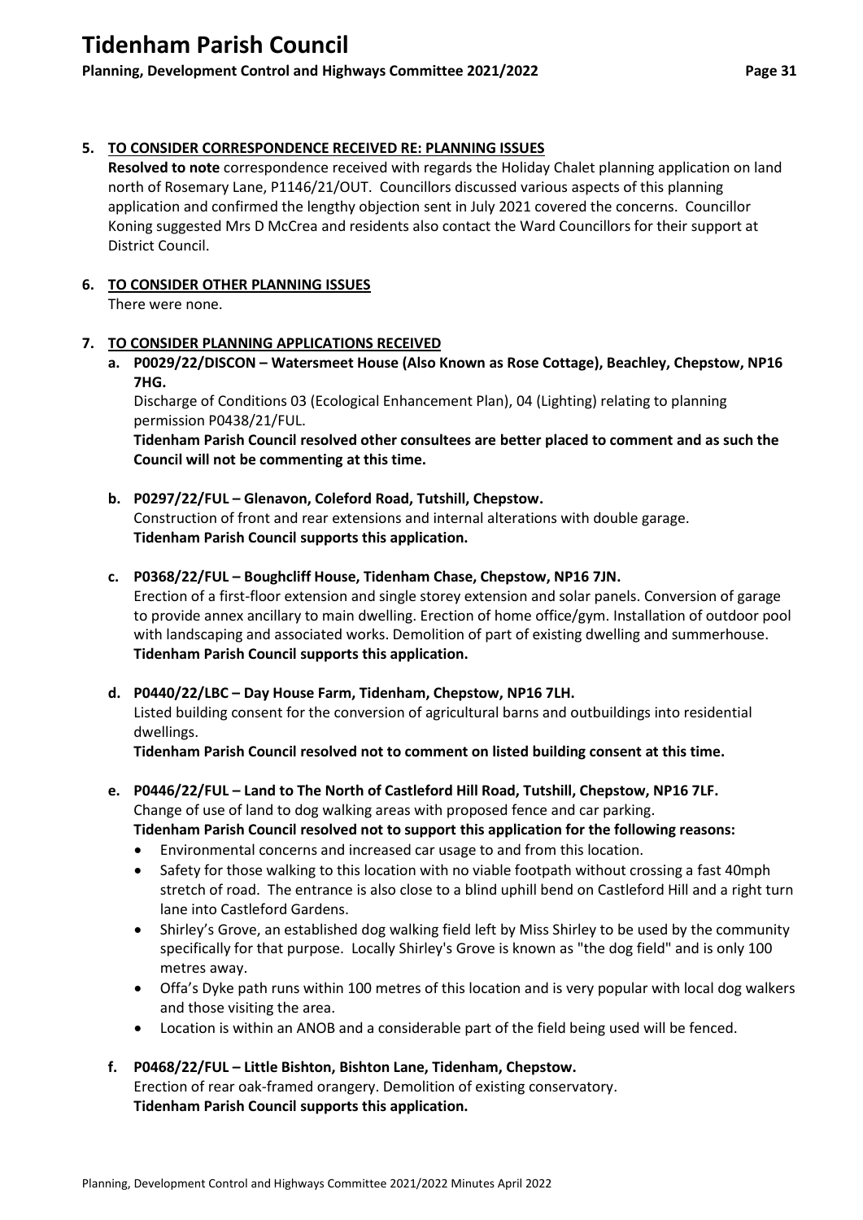## 5. TO CONSIDER CORRESPONDENCE RECEIVED RE: PLANNING ISSUES

**Resolved to note** correspondence received with regards the Holiday Chalet planning application on land north of Rosemary Lane, P1146/21/OUT. Councillors discussed various aspects of this planning application and confirmed the lengthy objection sent in July 2021 covered the concerns. Councillor Koning suggested Mrs D McCrea and residents also contact the Ward Councillors for their support at District Council.

## 6. TO CONSIDER OTHER PLANNING ISSUES

There were none.

## 7. TO CONSIDER PLANNING APPLICATIONS RECEIVED

**a. P0029/22/DISCON – Watersmeet House (Also Known as Rose Cottage), Beachley, Chepstow, NP16 7HG.**

Discharge of Conditions 03 (Ecological Enhancement Plan), 04 (Lighting) relating to planning permission P0438/21/FUL.

**Tidenham Parish Council resolved other consultees are better placed to comment and as such the Council will not be commenting at this time.**

**b. P0297/22/FUL – Glenavon, Coleford Road, Tutshill, Chepstow.**

Construction of front and rear extensions and internal alterations with double garage.

**Tidenham Parish Council supports this application.**

**c. P0368/22/FUL – Boughcliff House, Tidenham Chase, Chepstow, NP16 7JN.**

Erection of a first-floor extension and single storey extension and solar panels. Conversion of garage to provide annex ancillary to main dwelling. Erection of home office/gym. Installation of outdoor pool with landscaping and associated works. Demolition of part of existing dwelling and summerhouse.

**Tidenham Parish Council supports this application.**

**d. P0440/22/LBC – Day House Farm, Tidenham, Chepstow, NP16 7LH.**

Listed building consent for the conversion of agricultural barns and outbuildings into residential dwellings.

**Tidenham Parish Council resolved not to comment on listed building consent at this time.**

**e. P0446/22/FUL – Land to The North of Castleford Hill Road, Tutshill, Chepstow, NP16 7LF.**

Change of use of land to dog walking areas with proposed fence and car parking.

**Tidenham Parish Council resolved not to support this application for the following reasons:**

- Environmental concerns and increased car usage to and from this location.
- Safety for those walking to this location with no viable footpath without crossing a fast 40mph stretch of road. The entrance is also close to a blind uphill bend on Castleford Hill and a right turn lane into Castleford Gardens.
- Shirley's Grove, an established dog walking field left by Miss Shirley to be used by the community specifically for that purpose. Locally Shirley's Grove is known as "the dog field" and is only 100 metres away.
- Offa's Dyke path runs within 100 metres of this location and is very popular with local dog walkers and those visiting the area.
- Location is within an ANOB and a considerable part of the field being used will be fenced.

**f. P0468/22/FUL – Little Bishton, Bishton Lane, Tidenham, Chepstow.**

Erection of rear oak-framed orangery. Demolition of existing conservatory.

**Tidenham Parish Council supports this application.**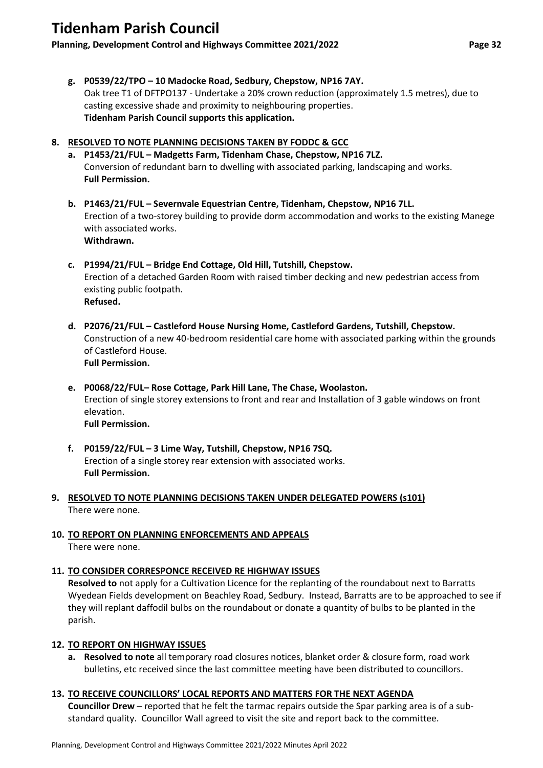**g. P0539/22/TPO – 10 Madocke Road, Sedbury, Chepstow, NP16 7AY.**
Oak tree T1 of DFTPO137 - Undertake a 20% crown reduction (approximately 1.5 metres), due to casting excessive shade and proximity to neighbouring properties.
**Tidenham Parish Council supports this application.**

**8. RESOLVED TO NOTE PLANNING DECISIONS TAKEN BY FODDC & GCC**

**a. P1453/21/FUL – Madgetts Farm, Tidenham Chase, Chepstow, NP16 7LZ.**
Conversion of redundant barn to dwelling with associated parking, landscaping and works.
**Full Permission.**

**b. P1463/21/FUL – Severnvale Equestrian Centre, Tidenham, Chepstow, NP16 7LL.**
Erection of a two-storey building to provide dorm accommodation and works to the existing Manege with associated works.
**Withdrawn.**

**c. P1994/21/FUL – Bridge End Cottage, Old Hill, Tutshill, Chepstow.**
Erection of a detached Garden Room with raised timber decking and new pedestrian access from existing public footpath.
**Refused.**

**d. P2076/21/FUL – Castleford House Nursing Home, Castleford Gardens, Tutshill, Chepstow.**
Construction of a new 40-bedroom residential care home with associated parking within the grounds of Castleford House.
**Full Permission.**

**e. P0068/22/FUL– Rose Cottage, Park Hill Lane, The Chase, Woolaston.**
Erection of single storey extensions to front and rear and Installation of 3 gable windows on front elevation.
**Full Permission.**

**f. P0159/22/FUL – 3 Lime Way, Tutshill, Chepstow, NP16 7SQ.**
Erection of a single storey rear extension with associated works.
**Full Permission.**

**9. RESOLVED TO NOTE PLANNING DECISIONS TAKEN UNDER DELEGATED POWERS (s101)**

There were none.

**10. TO REPORT ON PLANNING ENFORCEMENTS AND APPEALS**

There were none.

**11. TO CONSIDER CORRESPONCE RECEIVED RE HIGHWAY ISSUES**

**Resolved to** not apply for a Cultivation Licence for the replanting of the roundabout next to Barratts Wyedean Fields development on Beachley Road, Sedbury. Instead, Barratts are to be approached to see if they will replant daffodil bulbs on the roundabout or donate a quantity of bulbs to be planted in the parish.

**12. TO REPORT ON HIGHWAY ISSUES**

**a. Resolved to note** all temporary road closures notices, blanket order & closure form, road work bulletins, etc received since the last committee meeting have been distributed to councillors.

**13. TO RECEIVE COUNCILLORS' LOCAL REPORTS AND MATTERS FOR THE NEXT AGENDA**

**Councillor Drew** – reported that he felt the tarmac repairs outside the Spar parking area is of a sub-standard quality. Councillor Wall agreed to visit the site and report back to the committee.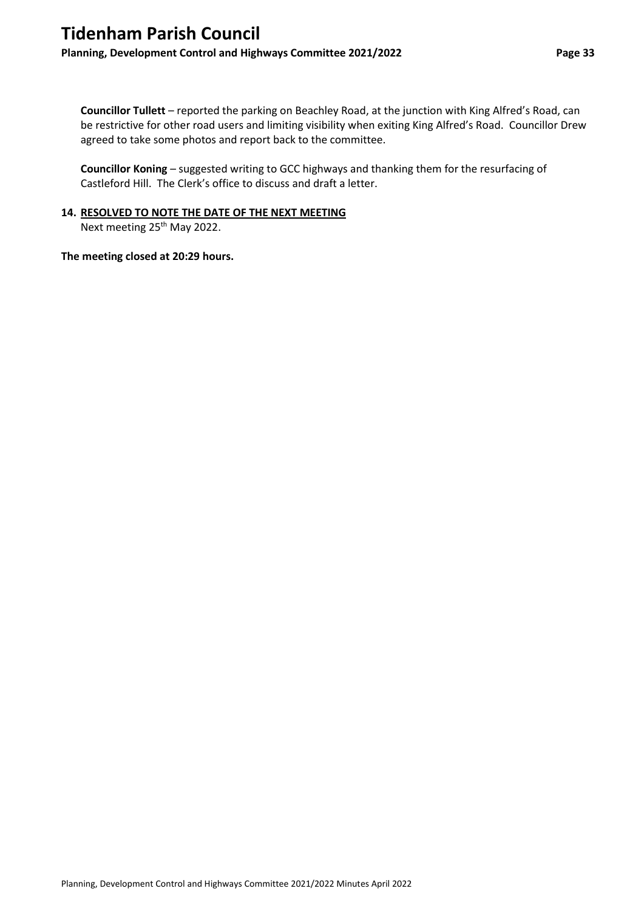**Councillor Tullett** – reported the parking on Beachley Road, at the junction with King Alfred's Road, can be restrictive for other road users and limiting visibility when exiting King Alfred's Road. Councillor Drew agreed to take some photos and report back to the committee.

**Councillor Koning** – suggested writing to GCC highways and thanking them for the resurfacing of Castleford Hill. The Clerk's office to discuss and draft a letter.

**14. RESOLVED TO NOTE THE DATE OF THE NEXT MEETING**

Next meeting 25th May 2022.

**The meeting closed at 20:29 hours.**